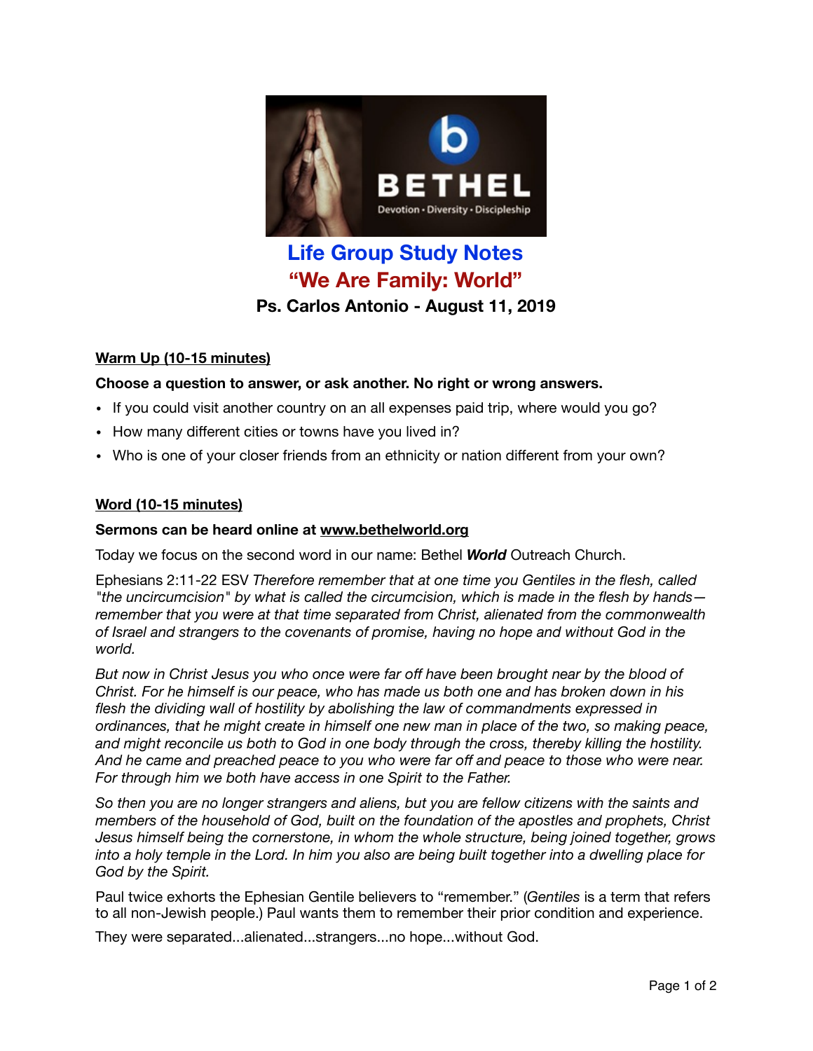# Life Group Study Notes

## "We Are Family: World"

### Ps. Carlos Antonio - August 11, 2019

**Warm Up (10-15 minutes)**

**Choose a question to answer, or ask another. No right or wrong answers.**

- If you could visit another country on an all expenses paid trip, where would you go?
- How many different cities or towns have you lived in?
- Who is one of your closer friends from an ethnicity or nation different from your own?

**Word (10-15 minutes)**

**Sermons can be heard online at www.bethelworld.org**

Today we focus on the second word in our name: Bethel ***World*** Outreach Church.

Ephesians 2:11-22 ESV *Therefore remember that at one time you Gentiles in the flesh, called "the uncircumcision" by what is called the circumcision, which is made in the flesh by hands—remember that you were at that time separated from Christ, alienated from the commonwealth of Israel and strangers to the covenants of promise, having no hope and without God in the world.*

*But now in Christ Jesus you who once were far off have been brought near by the blood of Christ. For he himself is our peace, who has made us both one and has broken down in his flesh the dividing wall of hostility by abolishing the law of commandments expressed in ordinances, that he might create in himself one new man in place of the two, so making peace, and might reconcile us both to God in one body through the cross, thereby killing the hostility. And he came and preached peace to you who were far off and peace to those who were near. For through him we both have access in one Spirit to the Father.*

*So then you are no longer strangers and aliens, but you are fellow citizens with the saints and members of the household of God, built on the foundation of the apostles and prophets, Christ Jesus himself being the cornerstone, in whom the whole structure, being joined together, grows into a holy temple in the Lord. In him you also are being built together into a dwelling place for God by the Spirit.*

Paul twice exhorts the Ephesian Gentile believers to "remember." (*Gentiles* is a term that refers to all non-Jewish people.) Paul wants them to remember their prior condition and experience.

They were separated...alienated...strangers...no hope...without God.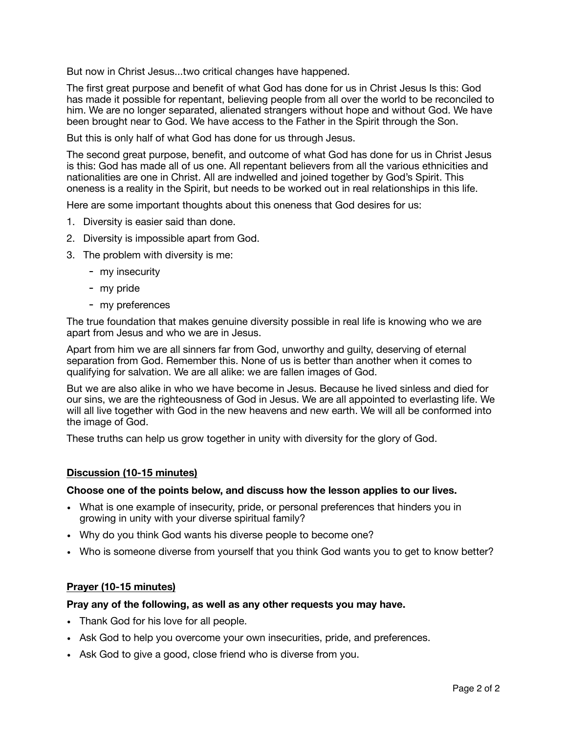But now in Christ Jesus...two critical changes have happened.

The first great purpose and benefit of what God has done for us in Christ Jesus Is this: God has made it possible for repentant, believing people from all over the world to be reconciled to him. We are no longer separated, alienated strangers without hope and without God. We have been brought near to God. We have access to the Father in the Spirit through the Son.

But this is only half of what God has done for us through Jesus.

The second great purpose, benefit, and outcome of what God has done for us in Christ Jesus is this: God has made all of us one. All repentant believers from all the various ethnicities and nationalities are one in Christ. All are indwelled and joined together by God's Spirit. This oneness is a reality in the Spirit, but needs to be worked out in real relationships in this life.

Here are some important thoughts about this oneness that God desires for us:

1. Diversity is easier said than done.
2. Diversity is impossible apart from God.
3. The problem with diversity is me:
    - my insecurity
    - my pride
    - my preferences

The true foundation that makes genuine diversity possible in real life is knowing who we are apart from Jesus and who we are in Jesus.

Apart from him we are all sinners far from God, unworthy and guilty, deserving of eternal separation from God. Remember this. None of us is better than another when it comes to qualifying for salvation. We are all alike: we are fallen images of God.

But we are also alike in who we have become in Jesus. Because he lived sinless and died for our sins, we are the righteousness of God in Jesus. We are all appointed to everlasting life. We will all live together with God in the new heavens and new earth. We will all be conformed into the image of God.

These truths can help us grow together in unity with diversity for the glory of God.

## Discussion (10-15 minutes)

**Choose one of the points below, and discuss how the lesson applies to our lives.**

- What is one example of insecurity, pride, or personal preferences that hinders you in growing in unity with your diverse spiritual family?
- Why do you think God wants his diverse people to become one?
- Who is someone diverse from yourself that you think God wants you to get to know better?

## Prayer (10-15 minutes)

**Pray any of the following, as well as any other requests you may have.**

- Thank God for his love for all people.
- Ask God to help you overcome your own insecurities, pride, and preferences.
- Ask God to give a good, close friend who is diverse from you.